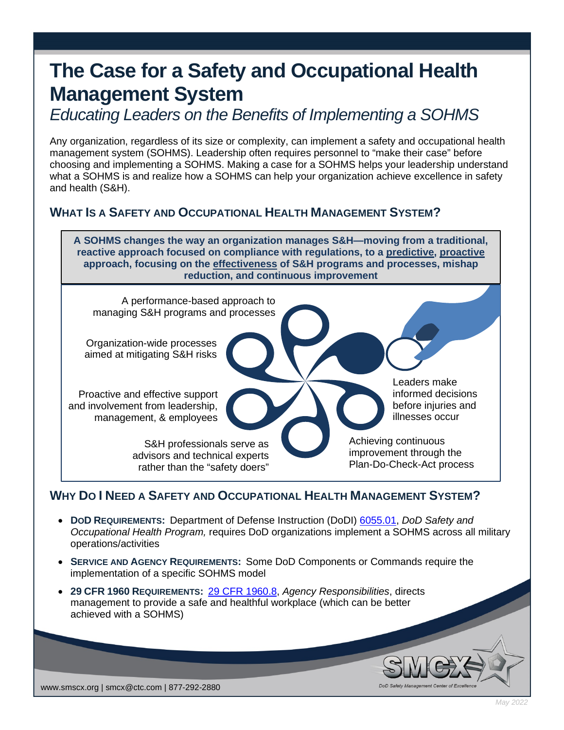# The Case for a Safety and Occupational Health Management System

*Educating Leaders on the Benefits of Implementing a SOHMS*

Any organization, regardless of its size or complexity, can implement a safety and occupational health management system (SOHMS). Leadership often requires personnel to "make their case" before choosing and implementing a SOHMS. Making a case for a SOHMS helps your leadership understand what a SOHMS is and realize how a SOHMS can help your organization achieve excellence in safety and health (S&H).

## What Is a Safety and Occupational Health Management System?

**A SOHMS changes the way an organization manages S&H—moving from a traditional, reactive approach focused on compliance with regulations, to a predictive, proactive approach, focusing on the effectiveness of S&H programs and processes, mishap reduction, and continuous improvement**

- A performance-based approach to managing S&H programs and processes
- Organization-wide processes aimed at mitigating S&H risks
- Proactive and effective support and involvement from leadership, management, & employees
- S&H professionals serve as advisors and technical experts rather than the "safety doers"
- Achieving continuous improvement through the Plan-Do-Check-Act process
- Leaders make informed decisions before injuries and illnesses occur

## Why Do I Need a Safety and Occupational Health Management System?

- **DoD Requirements:** Department of Defense Instruction (DoDI) 6055.01, *DoD Safety and Occupational Health Program,* requires DoD organizations implement a SOHMS across all military operations/activities
- **Service and Agency Requirements:** Some DoD Components or Commands require the implementation of a specific SOHMS model
- **29 CFR 1960 Requirements:** 29 CFR 1960.8, *Agency Responsibilities*, directs management to provide a safe and healthful workplace (which can be better achieved with a SOHMS)

www.smcx.org | smcx@ctc.com | 877-292-2880

SMCX DoD Safety Management Center of Excellence

May 2022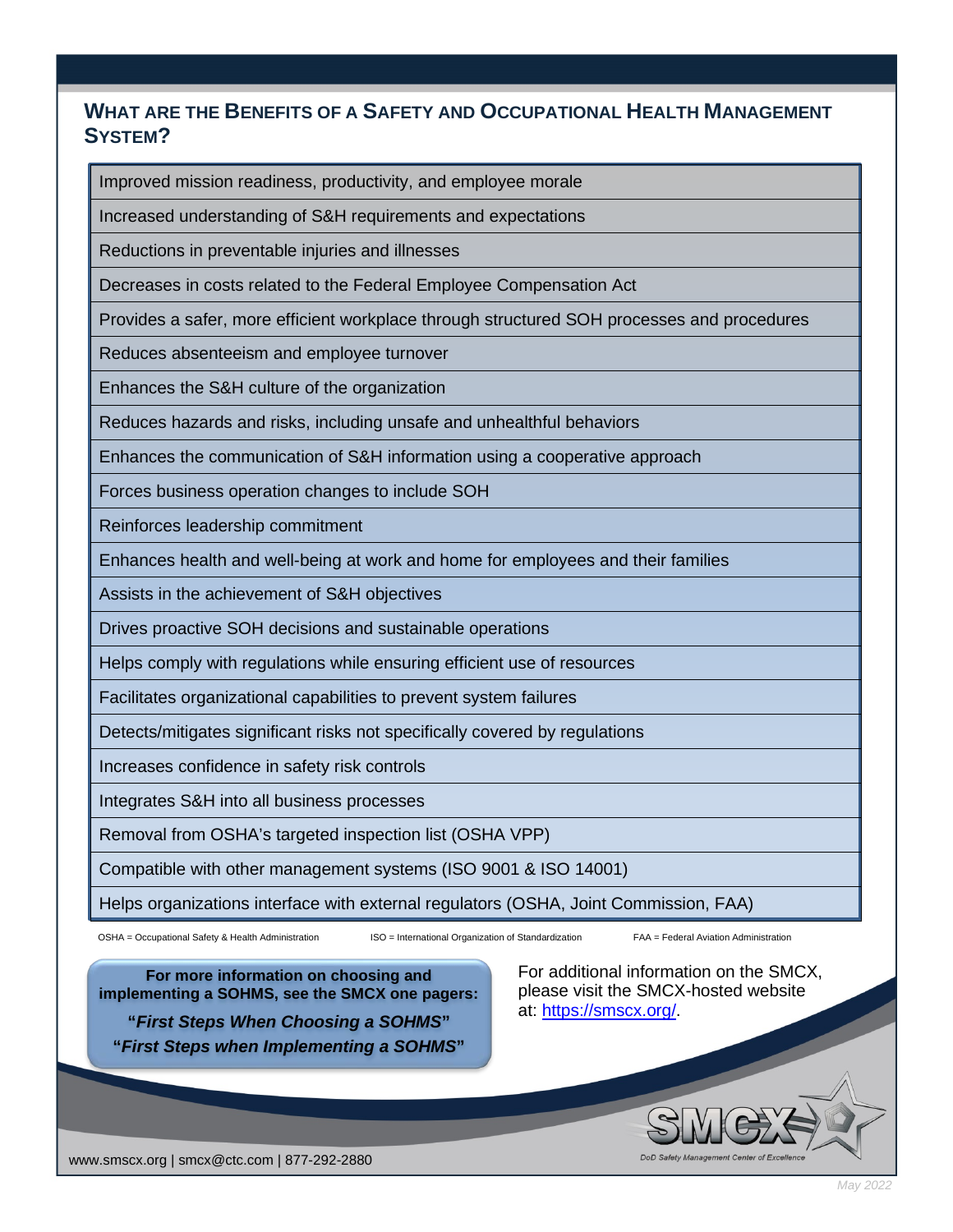## What are the Benefits of a Safety and Occupational Health Management System?

| |
|---|
| Improved mission readiness, productivity, and employee morale |
| Increased understanding of S&H requirements and expectations |
| Reductions in preventable injuries and illnesses |
| Decreases in costs related to the Federal Employee Compensation Act |
| Provides a safer, more efficient workplace through structured SOH processes and procedures |
| Reduces absenteeism and employee turnover |
| Enhances the S&H culture of the organization |
| Reduces hazards and risks, including unsafe and unhealthful behaviors |
| Enhances the communication of S&H information using a cooperative approach |
| Forces business operation changes to include SOH |
| Reinforces leadership commitment |
| Enhances health and well-being at work and home for employees and their families |
| Assists in the achievement of S&H objectives |
| Drives proactive SOH decisions and sustainable operations |
| Helps comply with regulations while ensuring efficient use of resources |
| Facilitates organizational capabilities to prevent system failures |
| Detects/mitigates significant risks not specifically covered by regulations |
| Increases confidence in safety risk controls |
| Integrates S&H into all business processes |
| Removal from OSHA's targeted inspection list (OSHA VPP) |
| Compatible with other management systems (ISO 9001 & ISO 14001) |
| Helps organizations interface with external regulators (OSHA, Joint Commission, FAA) |

OSHA = Occupational Safety & Health Administration ISO = International Organization of Standardization FAA = Federal Aviation Administration

**For more information on choosing and implementing a SOHMS, see the SMCX one pagers:**

**"*First Steps When Choosing a SOHMS*"**
**"*First Steps when Implementing a SOHMS*"**

For additional information on the SMCX, please visit the SMCX-hosted website at: https://smscx.org/.

SMCX
DoD Safety Management Center of Excellence

www.smcx.org | smcx@ctc.com | 877-292-2880

May 2022